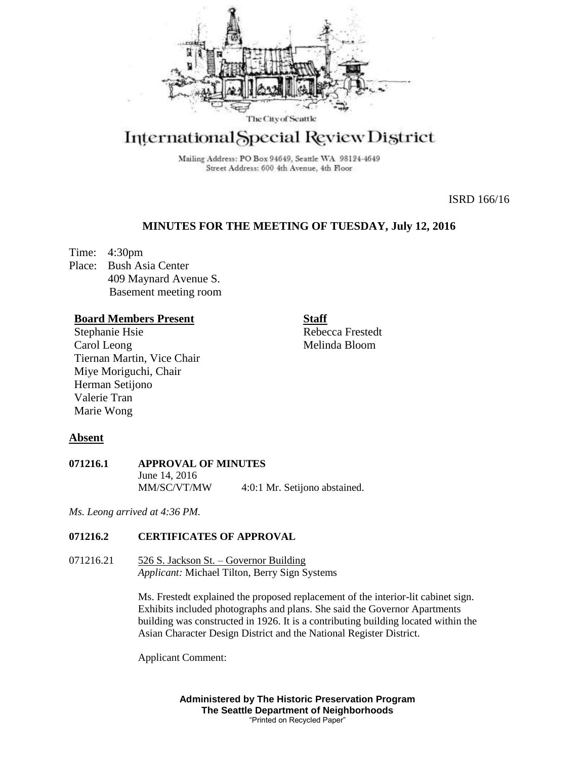The City of Seattle

# International Special Review District

Mailing Address: PO Box 94649, Seattle WA 98124-4649
Street Address: 600 4th Avenue, 4th Floor

ISRD 166/16

## MINUTES FOR THE MEETING OF TUESDAY, July 12, 2016

Time: 4:30pm
Place: Bush Asia Center
409 Maynard Avenue S.
Basement meeting room

**Board Members Present**
Stephanie Hsie
Carol Leong
Tiernan Martin, Vice Chair
Miye Moriguchi, Chair
Herman Setijono
Valerie Tran
Marie Wong

**Staff**
Rebecca Frestedt
Melinda Bloom

**Absent**

**071216.1 APPROVAL OF MINUTES**
June 14, 2016
MM/SC/VT/MW 4:0:1 Mr. Setijono abstained.

*Ms. Leong arrived at 4:36 PM.*

**071216.2 CERTIFICATES OF APPROVAL**

071216.21 526 S. Jackson St. – Governor Building
*Applicant:* Michael Tilton, Berry Sign Systems

Ms. Frestedt explained the proposed replacement of the interior-lit cabinet sign. Exhibits included photographs and plans. She said the Governor Apartments building was constructed in 1926. It is a contributing building located within the Asian Character Design District and the National Register District.

Applicant Comment:

**Administered by The Historic Preservation Program**
**The Seattle Department of Neighborhoods**
"Printed on Recycled Paper"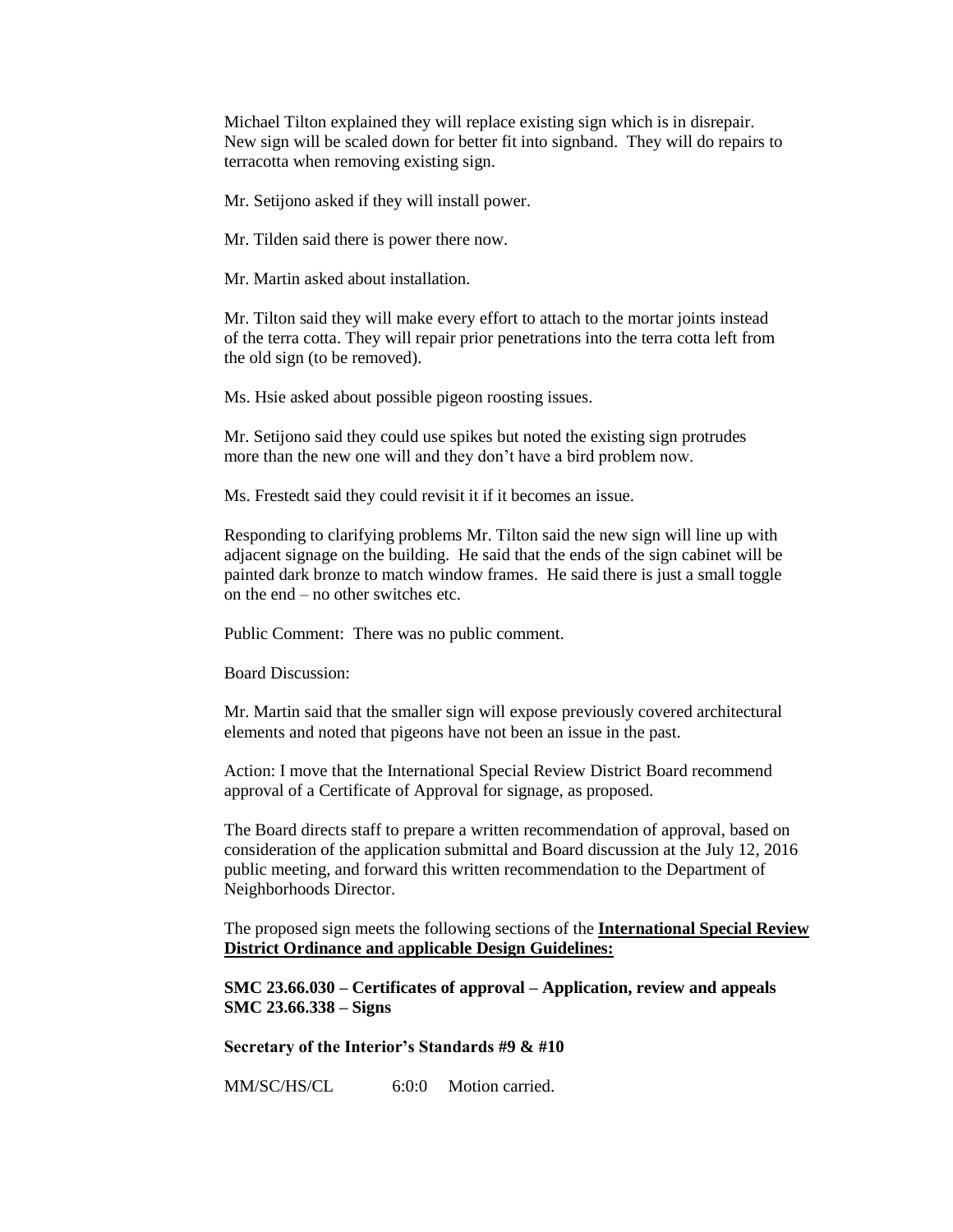Michael Tilton explained they will replace existing sign which is in disrepair. New sign will be scaled down for better fit into signband. They will do repairs to terracotta when removing existing sign.

Mr. Setijono asked if they will install power.

Mr. Tilden said there is power there now.

Mr. Martin asked about installation.

Mr. Tilton said they will make every effort to attach to the mortar joints instead of the terra cotta. They will repair prior penetrations into the terra cotta left from the old sign (to be removed).

Ms. Hsie asked about possible pigeon roosting issues.

Mr. Setijono said they could use spikes but noted the existing sign protrudes more than the new one will and they don't have a bird problem now.

Ms. Frestedt said they could revisit it if it becomes an issue.

Responding to clarifying problems Mr. Tilton said the new sign will line up with adjacent signage on the building. He said that the ends of the sign cabinet will be painted dark bronze to match window frames. He said there is just a small toggle on the end – no other switches etc.

Public Comment: There was no public comment.

Board Discussion:

Mr. Martin said that the smaller sign will expose previously covered architectural elements and noted that pigeons have not been an issue in the past.

Action: I move that the International Special Review District Board recommend approval of a Certificate of Approval for signage, as proposed.

The Board directs staff to prepare a written recommendation of approval, based on consideration of the application submittal and Board discussion at the July 12, 2016 public meeting, and forward this written recommendation to the Department of Neighborhoods Director.

The proposed sign meets the following sections of the **International Special Review District Ordinance and applicable Design Guidelines:**

**SMC 23.66.030 – Certificates of approval – Application, review and appeals**
**SMC 23.66.338 – Signs**

**Secretary of the Interior's Standards #9 & #10**

MM/SC/HS/CL 6:0:0 Motion carried.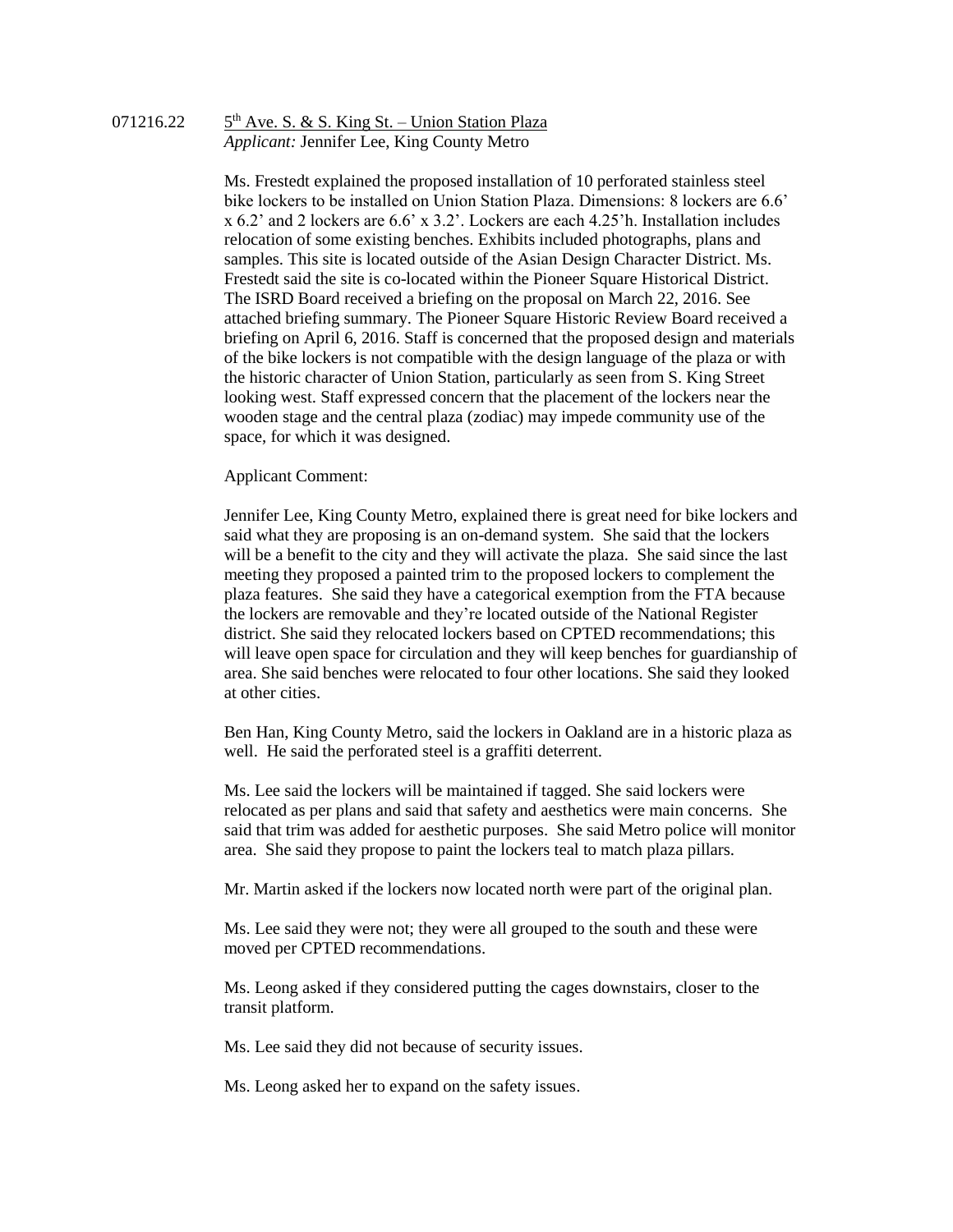071216.22 5th Ave. S. & S. King St. – Union Station Plaza
*Applicant:* Jennifer Lee, King County Metro

Ms. Frestedt explained the proposed installation of 10 perforated stainless steel bike lockers to be installed on Union Station Plaza. Dimensions: 8 lockers are 6.6' x 6.2' and 2 lockers are 6.6' x 3.2'. Lockers are each 4.25'h. Installation includes relocation of some existing benches. Exhibits included photographs, plans and samples. This site is located outside of the Asian Design Character District. Ms. Frestedt said the site is co-located within the Pioneer Square Historical District. The ISRD Board received a briefing on the proposal on March 22, 2016. See attached briefing summary. The Pioneer Square Historic Review Board received a briefing on April 6, 2016. Staff is concerned that the proposed design and materials of the bike lockers is not compatible with the design language of the plaza or with the historic character of Union Station, particularly as seen from S. King Street looking west. Staff expressed concern that the placement of the lockers near the wooden stage and the central plaza (zodiac) may impede community use of the space, for which it was designed.

Applicant Comment:

Jennifer Lee, King County Metro, explained there is great need for bike lockers and said what they are proposing is an on-demand system. She said that the lockers will be a benefit to the city and they will activate the plaza. She said since the last meeting they proposed a painted trim to the proposed lockers to complement the plaza features. She said they have a categorical exemption from the FTA because the lockers are removable and they're located outside of the National Register district. She said they relocated lockers based on CPTED recommendations; this will leave open space for circulation and they will keep benches for guardianship of area. She said benches were relocated to four other locations. She said they looked at other cities.

Ben Han, King County Metro, said the lockers in Oakland are in a historic plaza as well. He said the perforated steel is a graffiti deterrent.

Ms. Lee said the lockers will be maintained if tagged. She said lockers were relocated as per plans and said that safety and aesthetics were main concerns. She said that trim was added for aesthetic purposes. She said Metro police will monitor area. She said they propose to paint the lockers teal to match plaza pillars.

Mr. Martin asked if the lockers now located north were part of the original plan.

Ms. Lee said they were not; they were all grouped to the south and these were moved per CPTED recommendations.

Ms. Leong asked if they considered putting the cages downstairs, closer to the transit platform.

Ms. Lee said they did not because of security issues.

Ms. Leong asked her to expand on the safety issues.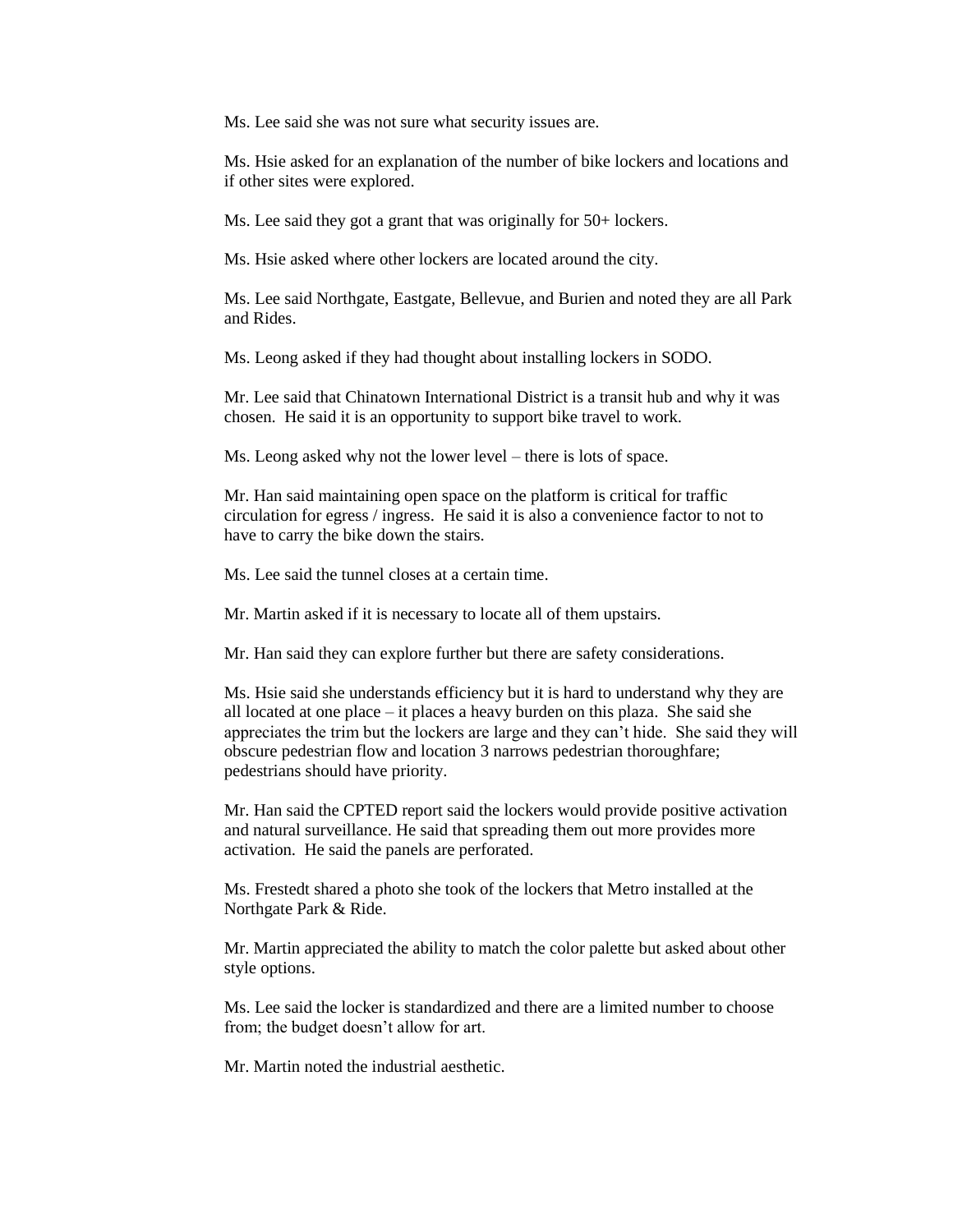Ms. Lee said she was not sure what security issues are.

Ms. Hsie asked for an explanation of the number of bike lockers and locations and if other sites were explored.

Ms. Lee said they got a grant that was originally for 50+ lockers.

Ms. Hsie asked where other lockers are located around the city.

Ms. Lee said Northgate, Eastgate, Bellevue, and Burien and noted they are all Park and Rides.

Ms. Leong asked if they had thought about installing lockers in SODO.

Mr. Lee said that Chinatown International District is a transit hub and why it was chosen. He said it is an opportunity to support bike travel to work.

Ms. Leong asked why not the lower level – there is lots of space.

Mr. Han said maintaining open space on the platform is critical for traffic circulation for egress / ingress. He said it is also a convenience factor to not to have to carry the bike down the stairs.

Ms. Lee said the tunnel closes at a certain time.

Mr. Martin asked if it is necessary to locate all of them upstairs.

Mr. Han said they can explore further but there are safety considerations.

Ms. Hsie said she understands efficiency but it is hard to understand why they are all located at one place – it places a heavy burden on this plaza. She said she appreciates the trim but the lockers are large and they can't hide. She said they will obscure pedestrian flow and location 3 narrows pedestrian thoroughfare; pedestrians should have priority.

Mr. Han said the CPTED report said the lockers would provide positive activation and natural surveillance. He said that spreading them out more provides more activation. He said the panels are perforated.

Ms. Frestedt shared a photo she took of the lockers that Metro installed at the Northgate Park & Ride.

Mr. Martin appreciated the ability to match the color palette but asked about other style options.

Ms. Lee said the locker is standardized and there are a limited number to choose from; the budget doesn't allow for art.

Mr. Martin noted the industrial aesthetic.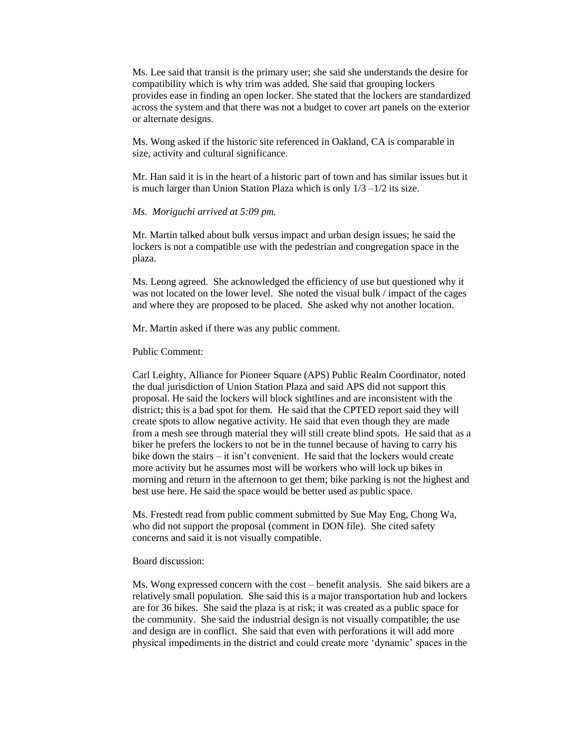Ms. Lee said that transit is the primary user; she said she understands the desire for compatibility which is why trim was added. She said that grouping lockers provides ease in finding an open locker. She stated that the lockers are standardized across the system and that there was not a budget to cover art panels on the exterior or alternate designs.

Ms. Wong asked if the historic site referenced in Oakland, CA is comparable in size, activity and cultural significance.

Mr. Han said it is in the heart of a historic part of town and has similar issues but it is much larger than Union Station Plaza which is only 1/3 –1/2 its size.

*Ms. Moriguchi arrived at 5:09 pm.*

Mr. Martin talked about bulk versus impact and urban design issues; he said the lockers is not a compatible use with the pedestrian and congregation space in the plaza.

Ms. Leong agreed. She acknowledged the efficiency of use but questioned why it was not located on the lower level. She noted the visual bulk / impact of the cages and where they are proposed to be placed. She asked why not another location.

Mr. Martin asked if there was any public comment.

Public Comment:

Carl Leighty, Alliance for Pioneer Square (APS) Public Realm Coordinator, noted the dual jurisdiction of Union Station Plaza and said APS did not support this proposal. He said the lockers will block sightlines and are inconsistent with the district; this is a bad spot for them. He said that the CPTED report said they will create spots to allow negative activity. He said that even though they are made from a mesh see through material they will still create blind spots. He said that as a biker he prefers the lockers to not be in the tunnel because of having to carry his bike down the stairs – it isn't convenient. He said that the lockers would create more activity but he assumes most will be workers who will lock up bikes in morning and return in the afternoon to get them; bike parking is not the highest and best use here. He said the space would be better used as public space.

Ms. Frestedt read from public comment submitted by Sue May Eng, Chong Wa, who did not support the proposal (comment in DON file). She cited safety concerns and said it is not visually compatible.

Board discussion:

Ms. Wong expressed concern with the cost – benefit analysis. She said bikers are a relatively small population. She said this is a major transportation hub and lockers are for 36 bikes. She said the plaza is at risk; it was created as a public space for the community. She said the industrial design is not visually compatible; the use and design are in conflict. She said that even with perforations it will add more physical impediments in the district and could create more 'dynamic' spaces in the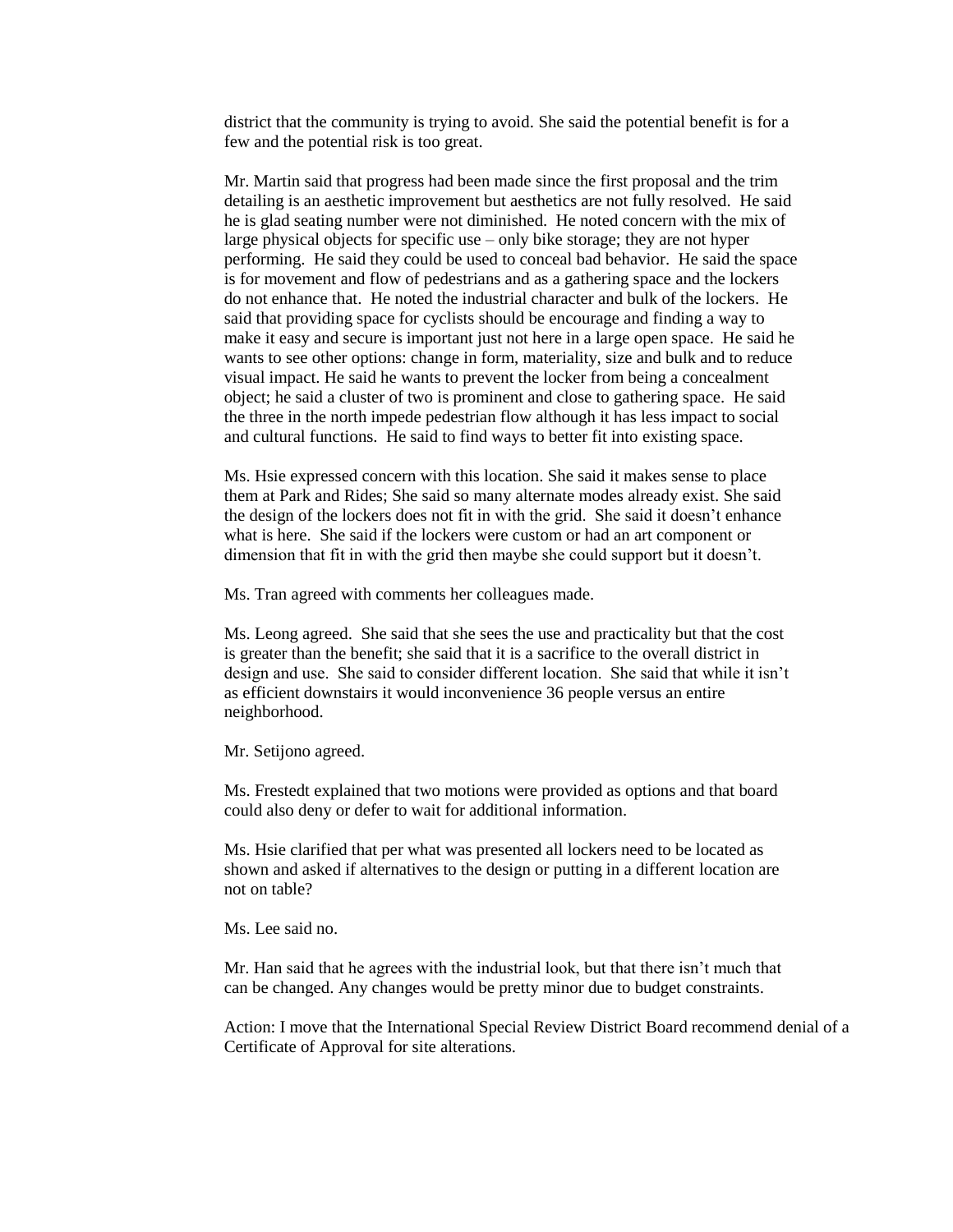district that the community is trying to avoid. She said the potential benefit is for a few and the potential risk is too great.

Mr. Martin said that progress had been made since the first proposal and the trim detailing is an aesthetic improvement but aesthetics are not fully resolved. He said he is glad seating number were not diminished. He noted concern with the mix of large physical objects for specific use – only bike storage; they are not hyper performing. He said they could be used to conceal bad behavior. He said the space is for movement and flow of pedestrians and as a gathering space and the lockers do not enhance that. He noted the industrial character and bulk of the lockers. He said that providing space for cyclists should be encourage and finding a way to make it easy and secure is important just not here in a large open space. He said he wants to see other options: change in form, materiality, size and bulk and to reduce visual impact. He said he wants to prevent the locker from being a concealment object; he said a cluster of two is prominent and close to gathering space. He said the three in the north impede pedestrian flow although it has less impact to social and cultural functions. He said to find ways to better fit into existing space.

Ms. Hsie expressed concern with this location. She said it makes sense to place them at Park and Rides; She said so many alternate modes already exist. She said the design of the lockers does not fit in with the grid. She said it doesn't enhance what is here. She said if the lockers were custom or had an art component or dimension that fit in with the grid then maybe she could support but it doesn't.

Ms. Tran agreed with comments her colleagues made.

Ms. Leong agreed. She said that she sees the use and practicality but that the cost is greater than the benefit; she said that it is a sacrifice to the overall district in design and use. She said to consider different location. She said that while it isn't as efficient downstairs it would inconvenience 36 people versus an entire neighborhood.

Mr. Setijono agreed.

Ms. Frestedt explained that two motions were provided as options and that board could also deny or defer to wait for additional information.

Ms. Hsie clarified that per what was presented all lockers need to be located as shown and asked if alternatives to the design or putting in a different location are not on table?

Ms. Lee said no.

Mr. Han said that he agrees with the industrial look, but that there isn't much that can be changed. Any changes would be pretty minor due to budget constraints.

Action: I move that the International Special Review District Board recommend denial of a Certificate of Approval for site alterations.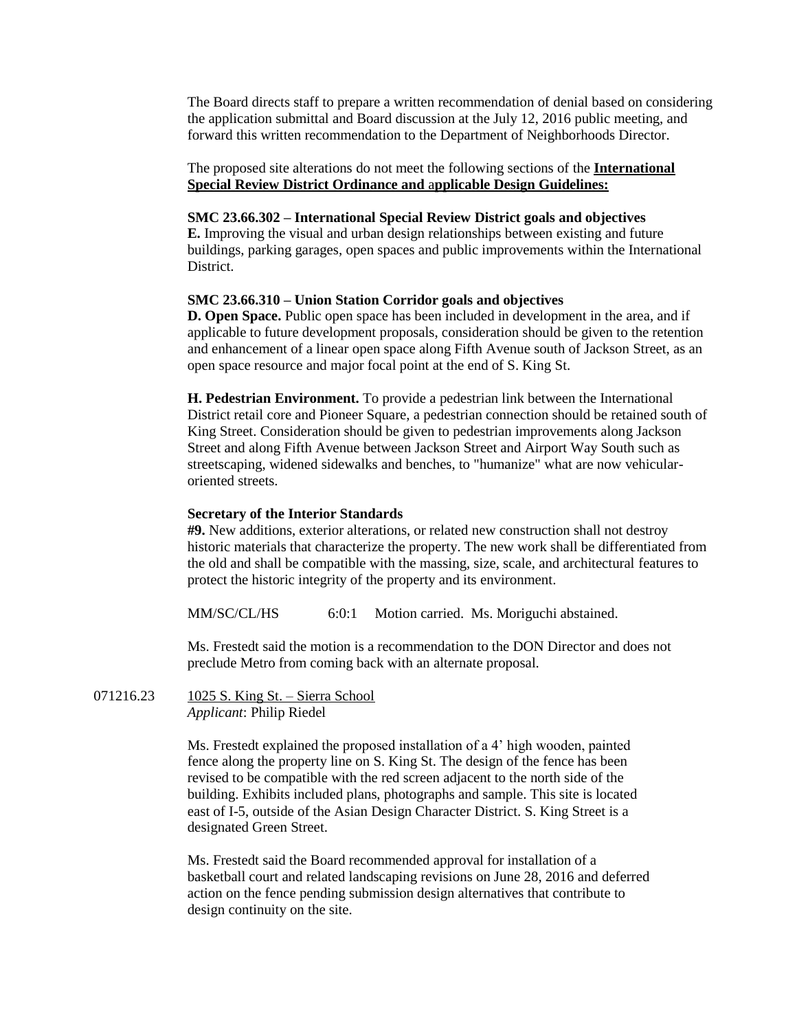The Board directs staff to prepare a written recommendation of denial based on considering the application submittal and Board discussion at the July 12, 2016 public meeting, and forward this written recommendation to the Department of Neighborhoods Director.

The proposed site alterations do not meet the following sections of the **International Special Review District Ordinance and applicable Design Guidelines:**

**SMC 23.66.302 – International Special Review District goals and objectives**
**E.** Improving the visual and urban design relationships between existing and future buildings, parking garages, open spaces and public improvements within the International District.

**SMC 23.66.310 – Union Station Corridor goals and objectives**
**D. Open Space.** Public open space has been included in development in the area, and if applicable to future development proposals, consideration should be given to the retention and enhancement of a linear open space along Fifth Avenue south of Jackson Street, as an open space resource and major focal point at the end of S. King St.

**H. Pedestrian Environment.** To provide a pedestrian link between the International District retail core and Pioneer Square, a pedestrian connection should be retained south of King Street. Consideration should be given to pedestrian improvements along Jackson Street and along Fifth Avenue between Jackson Street and Airport Way South such as streetscaping, widened sidewalks and benches, to "humanize" what are now vehicular-oriented streets.

**Secretary of the Interior Standards**
**#9.** New additions, exterior alterations, or related new construction shall not destroy historic materials that characterize the property. The new work shall be differentiated from the old and shall be compatible with the massing, size, scale, and architectural features to protect the historic integrity of the property and its environment.

MM/SC/CL/HS 6:0:1 Motion carried. Ms. Moriguchi abstained.

Ms. Frestedt said the motion is a recommendation to the DON Director and does not preclude Metro from coming back with an alternate proposal.

071216.23 1025 S. King St. – Sierra School
*Applicant*: Philip Riedel

Ms. Frestedt explained the proposed installation of a 4' high wooden, painted fence along the property line on S. King St. The design of the fence has been revised to be compatible with the red screen adjacent to the north side of the building. Exhibits included plans, photographs and sample. This site is located east of I-5, outside of the Asian Design Character District. S. King Street is a designated Green Street.

Ms. Frestedt said the Board recommended approval for installation of a basketball court and related landscaping revisions on June 28, 2016 and deferred action on the fence pending submission design alternatives that contribute to design continuity on the site.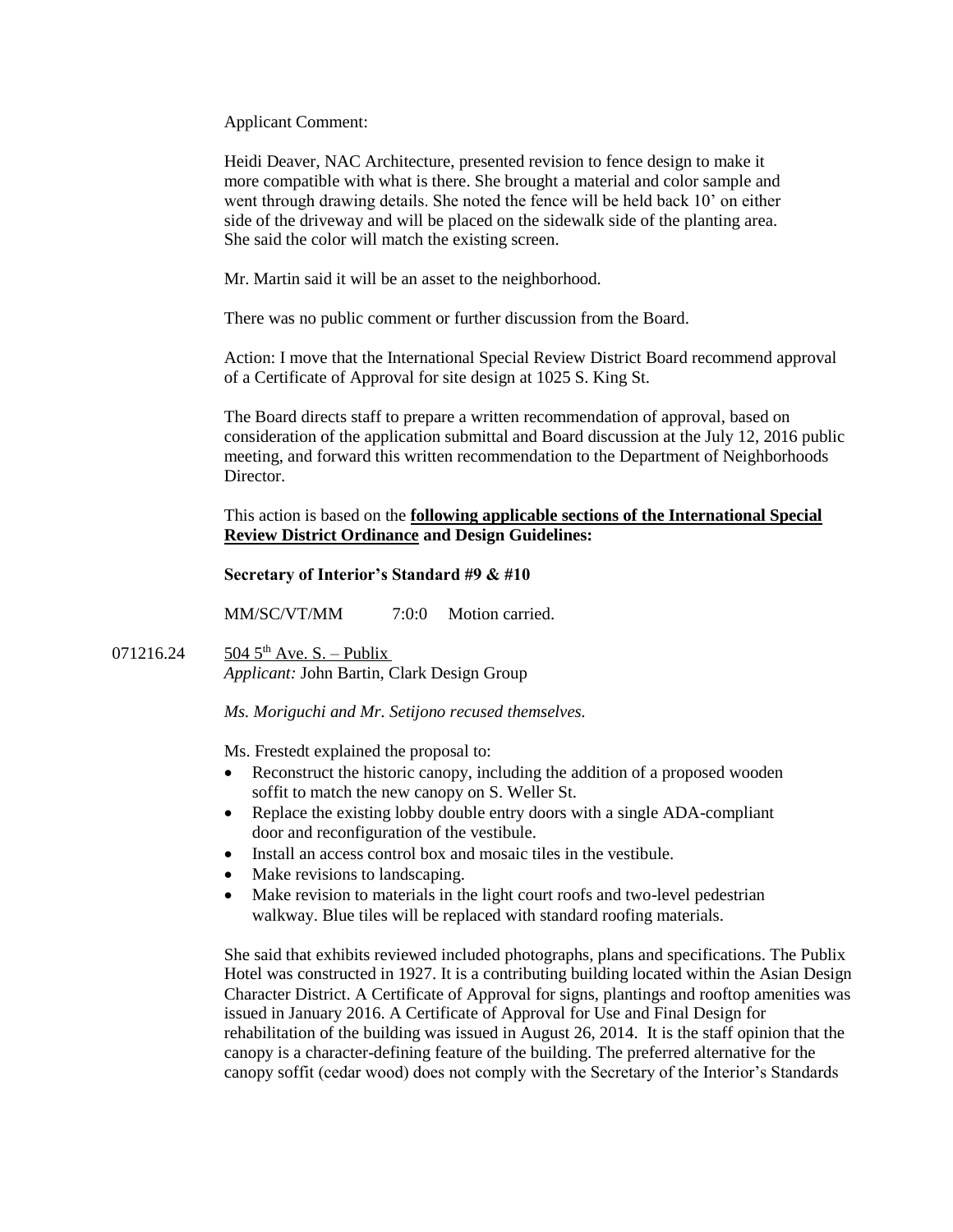Applicant Comment:

Heidi Deaver, NAC Architecture, presented revision to fence design to make it more compatible with what is there. She brought a material and color sample and went through drawing details. She noted the fence will be held back 10' on either side of the driveway and will be placed on the sidewalk side of the planting area. She said the color will match the existing screen.

Mr. Martin said it will be an asset to the neighborhood.

There was no public comment or further discussion from the Board.

Action: I move that the International Special Review District Board recommend approval of a Certificate of Approval for site design at 1025 S. King St.

The Board directs staff to prepare a written recommendation of approval, based on consideration of the application submittal and Board discussion at the July 12, 2016 public meeting, and forward this written recommendation to the Department of Neighborhoods Director.

This action is based on the **following applicable sections of the International Special Review District Ordinance and Design Guidelines:**

**Secretary of Interior's Standard #9 & #10**

MM/SC/VT/MM 7:0:0 Motion carried.

071216.24 504 5th Ave. S. – Publix
*Applicant:* John Bartin, Clark Design Group

*Ms. Moriguchi and Mr. Setijono recused themselves.*

Ms. Frestedt explained the proposal to:

- Reconstruct the historic canopy, including the addition of a proposed wooden soffit to match the new canopy on S. Weller St.
- Replace the existing lobby double entry doors with a single ADA-compliant door and reconfiguration of the vestibule.
- Install an access control box and mosaic tiles in the vestibule.
- Make revisions to landscaping.
- Make revision to materials in the light court roofs and two-level pedestrian walkway. Blue tiles will be replaced with standard roofing materials.

She said that exhibits reviewed included photographs, plans and specifications. The Publix Hotel was constructed in 1927. It is a contributing building located within the Asian Design Character District. A Certificate of Approval for signs, plantings and rooftop amenities was issued in January 2016. A Certificate of Approval for Use and Final Design for rehabilitation of the building was issued in August 26, 2014. It is the staff opinion that the canopy is a character-defining feature of the building. The preferred alternative for the canopy soffit (cedar wood) does not comply with the Secretary of the Interior's Standards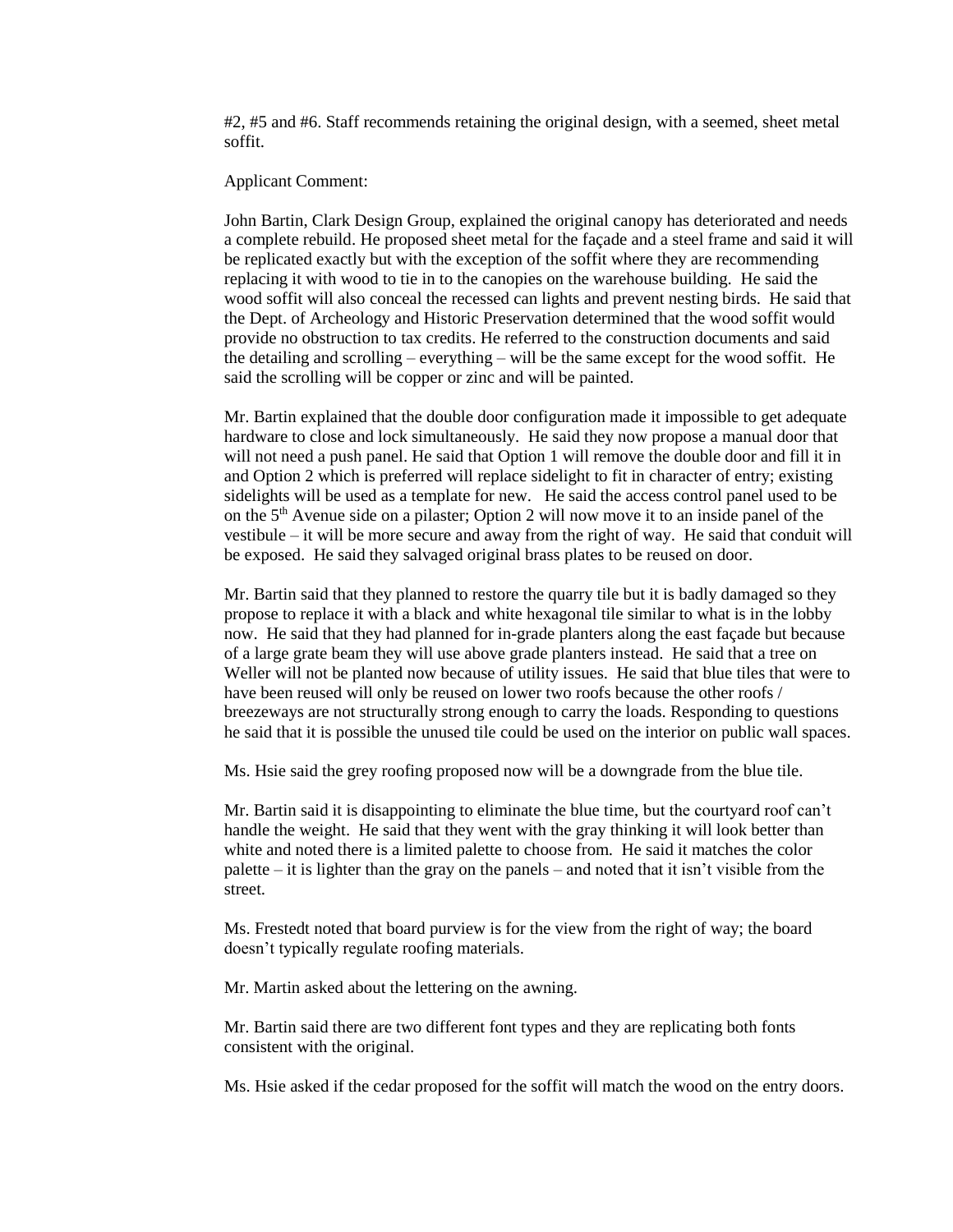#2, #5 and #6. Staff recommends retaining the original design, with a seemed, sheet metal soffit.

Applicant Comment:

John Bartin, Clark Design Group, explained the original canopy has deteriorated and needs a complete rebuild. He proposed sheet metal for the façade and a steel frame and said it will be replicated exactly but with the exception of the soffit where they are recommending replacing it with wood to tie in to the canopies on the warehouse building. He said the wood soffit will also conceal the recessed can lights and prevent nesting birds. He said that the Dept. of Archeology and Historic Preservation determined that the wood soffit would provide no obstruction to tax credits. He referred to the construction documents and said the detailing and scrolling – everything – will be the same except for the wood soffit. He said the scrolling will be copper or zinc and will be painted.

Mr. Bartin explained that the double door configuration made it impossible to get adequate hardware to close and lock simultaneously. He said they now propose a manual door that will not need a push panel. He said that Option 1 will remove the double door and fill it in and Option 2 which is preferred will replace sidelight to fit in character of entry; existing sidelights will be used as a template for new. He said the access control panel used to be on the 5th Avenue side on a pilaster; Option 2 will now move it to an inside panel of the vestibule – it will be more secure and away from the right of way. He said that conduit will be exposed. He said they salvaged original brass plates to be reused on door.

Mr. Bartin said that they planned to restore the quarry tile but it is badly damaged so they propose to replace it with a black and white hexagonal tile similar to what is in the lobby now. He said that they had planned for in-grade planters along the east façade but because of a large grate beam they will use above grade planters instead. He said that a tree on Weller will not be planted now because of utility issues. He said that blue tiles that were to have been reused will only be reused on lower two roofs because the other roofs / breezeways are not structurally strong enough to carry the loads. Responding to questions he said that it is possible the unused tile could be used on the interior on public wall spaces.

Ms. Hsie said the grey roofing proposed now will be a downgrade from the blue tile.

Mr. Bartin said it is disappointing to eliminate the blue time, but the courtyard roof can't handle the weight. He said that they went with the gray thinking it will look better than white and noted there is a limited palette to choose from. He said it matches the color palette – it is lighter than the gray on the panels – and noted that it isn't visible from the street.

Ms. Frestedt noted that board purview is for the view from the right of way; the board doesn't typically regulate roofing materials.

Mr. Martin asked about the lettering on the awning.

Mr. Bartin said there are two different font types and they are replicating both fonts consistent with the original.

Ms. Hsie asked if the cedar proposed for the soffit will match the wood on the entry doors.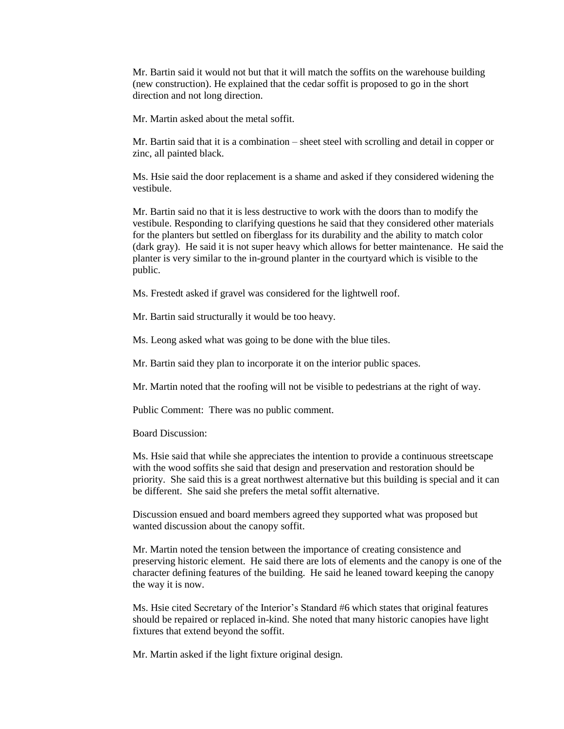Mr. Bartin said it would not but that it will match the soffits on the warehouse building (new construction). He explained that the cedar soffit is proposed to go in the short direction and not long direction.

Mr. Martin asked about the metal soffit.

Mr. Bartin said that it is a combination – sheet steel with scrolling and detail in copper or zinc, all painted black.

Ms. Hsie said the door replacement is a shame and asked if they considered widening the vestibule.

Mr. Bartin said no that it is less destructive to work with the doors than to modify the vestibule. Responding to clarifying questions he said that they considered other materials for the planters but settled on fiberglass for its durability and the ability to match color (dark gray). He said it is not super heavy which allows for better maintenance. He said the planter is very similar to the in-ground planter in the courtyard which is visible to the public.

Ms. Frestedt asked if gravel was considered for the lightwell roof.

Mr. Bartin said structurally it would be too heavy.

Ms. Leong asked what was going to be done with the blue tiles.

Mr. Bartin said they plan to incorporate it on the interior public spaces.

Mr. Martin noted that the roofing will not be visible to pedestrians at the right of way.

Public Comment: There was no public comment.

Board Discussion:

Ms. Hsie said that while she appreciates the intention to provide a continuous streetscape with the wood soffits she said that design and preservation and restoration should be priority. She said this is a great northwest alternative but this building is special and it can be different. She said she prefers the metal soffit alternative.

Discussion ensued and board members agreed they supported what was proposed but wanted discussion about the canopy soffit.

Mr. Martin noted the tension between the importance of creating consistence and preserving historic element. He said there are lots of elements and the canopy is one of the character defining features of the building. He said he leaned toward keeping the canopy the way it is now.

Ms. Hsie cited Secretary of the Interior's Standard #6 which states that original features should be repaired or replaced in-kind. She noted that many historic canopies have light fixtures that extend beyond the soffit.

Mr. Martin asked if the light fixture original design.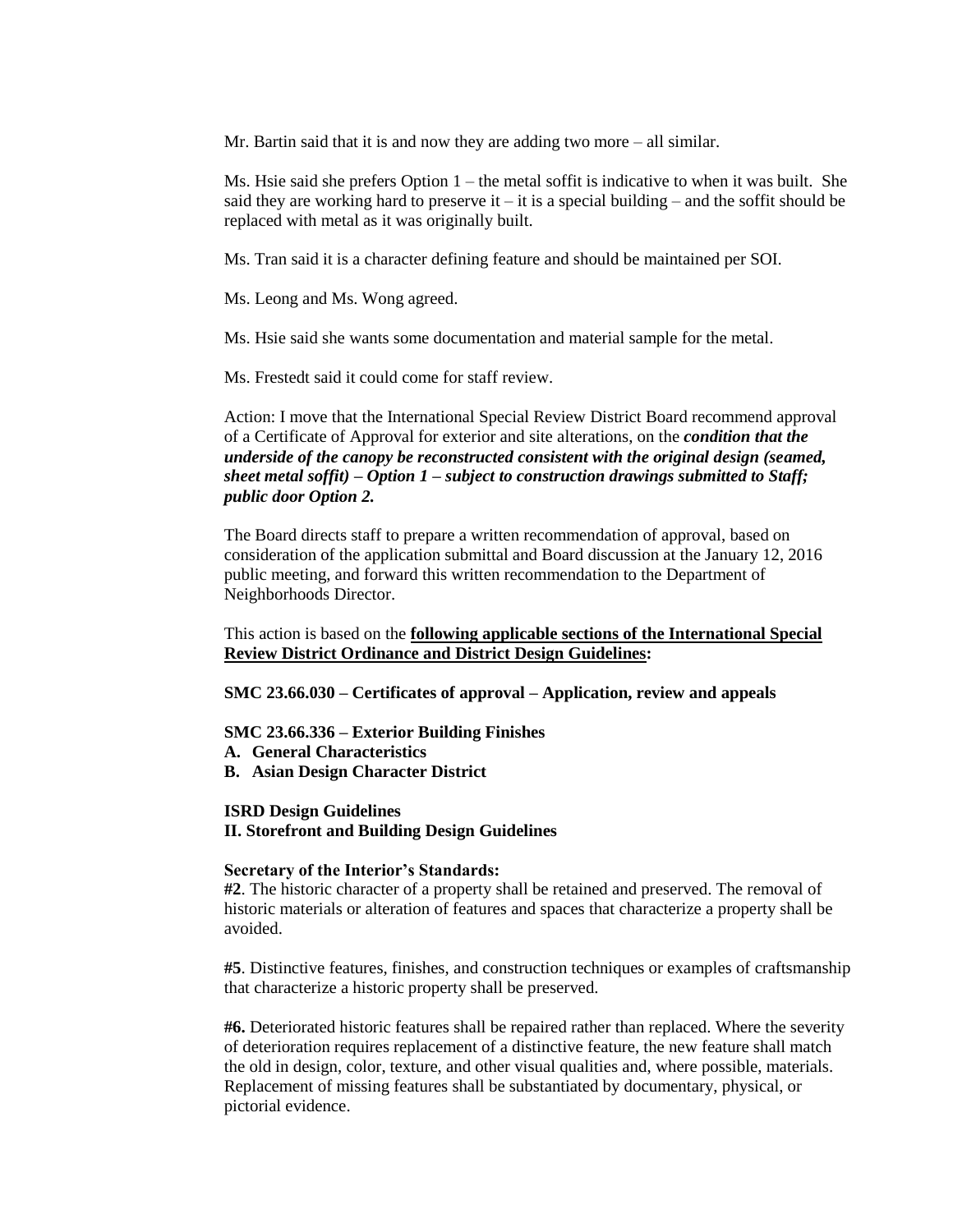Mr. Bartin said that it is and now they are adding two more – all similar.

Ms. Hsie said she prefers Option 1 – the metal soffit is indicative to when it was built. She said they are working hard to preserve it – it is a special building – and the soffit should be replaced with metal as it was originally built.

Ms. Tran said it is a character defining feature and should be maintained per SOI.

Ms. Leong and Ms. Wong agreed.

Ms. Hsie said she wants some documentation and material sample for the metal.

Ms. Frestedt said it could come for staff review.

Action: I move that the International Special Review District Board recommend approval of a Certificate of Approval for exterior and site alterations, on the ***condition that the underside of the canopy be reconstructed consistent with the original design (seamed, sheet metal soffit) – Option 1 – subject to construction drawings submitted to Staff; public door Option 2.***

The Board directs staff to prepare a written recommendation of approval, based on consideration of the application submittal and Board discussion at the January 12, 2016 public meeting, and forward this written recommendation to the Department of Neighborhoods Director.

This action is based on the **following applicable sections of the International Special Review District Ordinance and District Design Guidelines:**

**SMC 23.66.030 – Certificates of approval – Application, review and appeals**

**SMC 23.66.336 – Exterior Building Finishes**
**A. General Characteristics**
**B. Asian Design Character District**

**ISRD Design Guidelines**
**II. Storefront and Building Design Guidelines**

**Secretary of the Interior's Standards:**
**#2**. The historic character of a property shall be retained and preserved. The removal of historic materials or alteration of features and spaces that characterize a property shall be avoided.

**#5**. Distinctive features, finishes, and construction techniques or examples of craftsmanship that characterize a historic property shall be preserved.

**#6.** Deteriorated historic features shall be repaired rather than replaced. Where the severity of deterioration requires replacement of a distinctive feature, the new feature shall match the old in design, color, texture, and other visual qualities and, where possible, materials. Replacement of missing features shall be substantiated by documentary, physical, or pictorial evidence.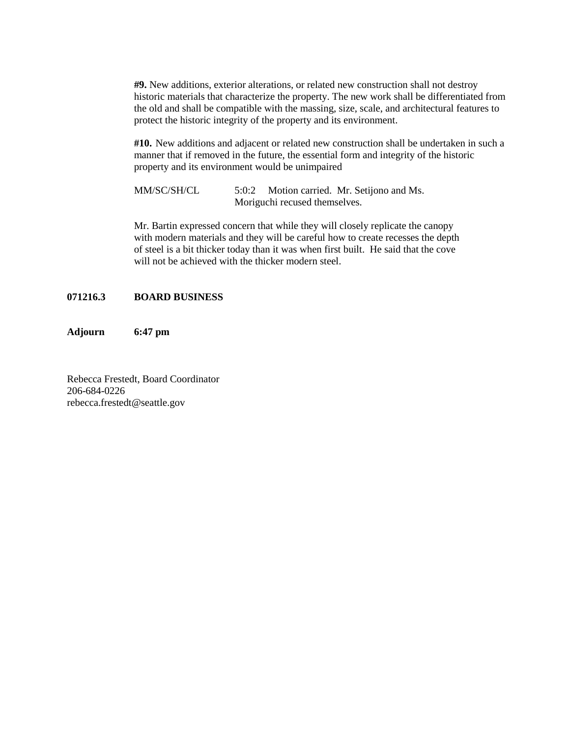**#9.** New additions, exterior alterations, or related new construction shall not destroy historic materials that characterize the property. The new work shall be differentiated from the old and shall be compatible with the massing, size, scale, and architectural features to protect the historic integrity of the property and its environment.

**#10.** New additions and adjacent or related new construction shall be undertaken in such a manner that if removed in the future, the essential form and integrity of the historic property and its environment would be unimpaired

MM/SC/SH/CL 5:0:2 Motion carried. Mr. Setijono and Ms. Moriguchi recused themselves.

Mr. Bartin expressed concern that while they will closely replicate the canopy with modern materials and they will be careful how to create recesses the depth of steel is a bit thicker today than it was when first built. He said that the cove will not be achieved with the thicker modern steel.

**071216.3 BOARD BUSINESS**

**Adjourn 6:47 pm**

Rebecca Frestedt, Board Coordinator
206-684-0226
rebecca.frestedt@seattle.gov